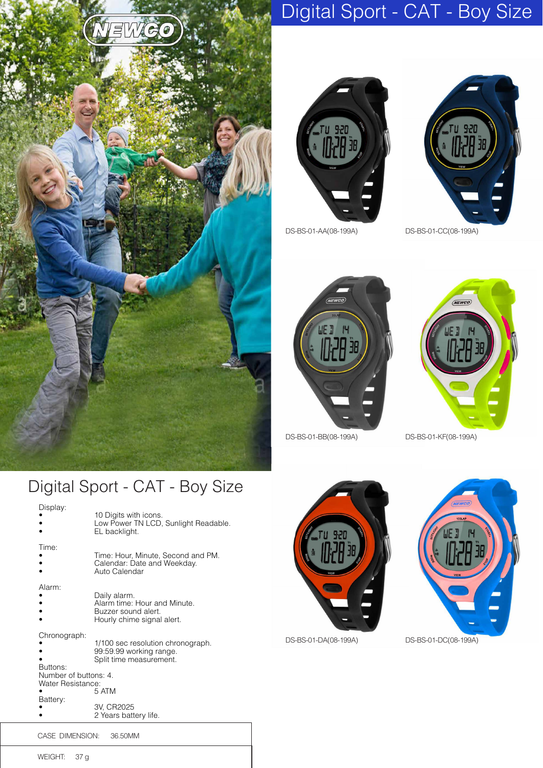# Digital Sport - CAT - Boy Size

DS-BS-01-AA(08-199A)

DS-BS-01-CC(08-199A)

DS-BS-01-BB(08-199A)

DS-BS-01-KF(08-199A)

DS-BS-01-DA(08-199A)

DS-BS-01-DC(08-199A)

## Digital Sport - CAT - Boy Size

Display:

- 10 Digits with icons.
- Low Power TN LCD, Sunlight Readable.
- EL backlight.

Time:

- Time: Hour, Minute, Second and PM.
- Calendar: Date and Weekday.
- Auto Calendar

Alarm:

- Daily alarm.
- Alarm time: Hour and Minute.
- Buzzer sound alert.
- Hourly chime signal alert.

Chronograph:

- 1/100 sec resolution chronograph.
- 99:59.99 working range.
- Split time measurement.

Buttons:
Number of buttons: 4.

Water Resistance:

- 5 ATM

Battery:

- 3V, CR2025
- 2 Years battery life.

| CASE DIMENSION: | 36.50MM |
|---|---|
| WEIGHT: | 37 g |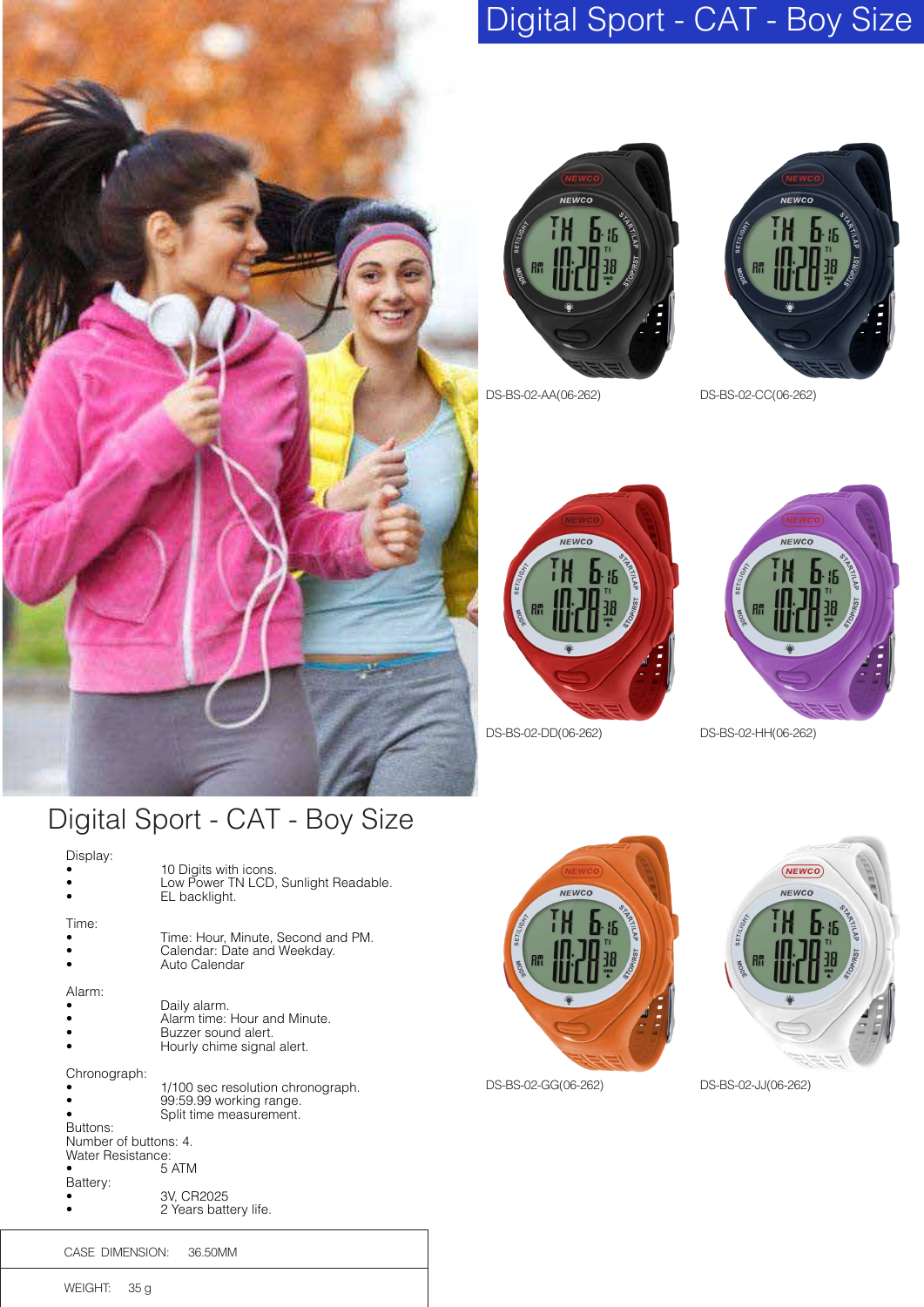# Digital Sport - CAT - Boy Size

DS-BS-02-AA(06-262)

DS-BS-02-CC(06-262)

DS-BS-02-DD(06-262)

DS-BS-02-HH(06-262)

DS-BS-02-GG(06-262)

DS-BS-02-JJ(06-262)

## Digital Sport - CAT - Boy Size

Display:

- 10 Digits with icons.
- Low Power TN LCD, Sunlight Readable.
- EL backlight.

Time:

- Time: Hour, Minute, Second and PM.
- Calendar: Date and Weekday.
- Auto Calendar

Alarm:

- Daily alarm.
- Alarm time: Hour and Minute.
- Buzzer sound alert.
- Hourly chime signal alert.

Chronograph:

- 1/100 sec resolution chronograph.
- 99:59.99 working range.
- Split time measurement.

Buttons:
Number of buttons: 4.
Water Resistance:

- 5 ATM

Battery:

- 3V, CR2025
- 2 Years battery life.

| | |
|---|---|
| CASE DIMENSION: | 36.50MM |
| WEIGHT: | 35 g |